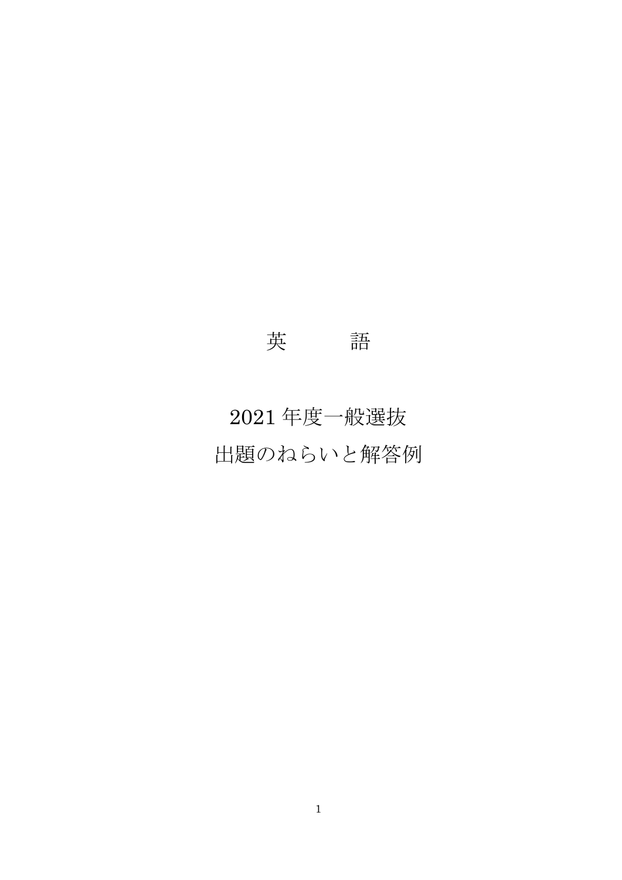# 英　　　語

## 2021 年度一般選抜
## 出題のねらいと解答例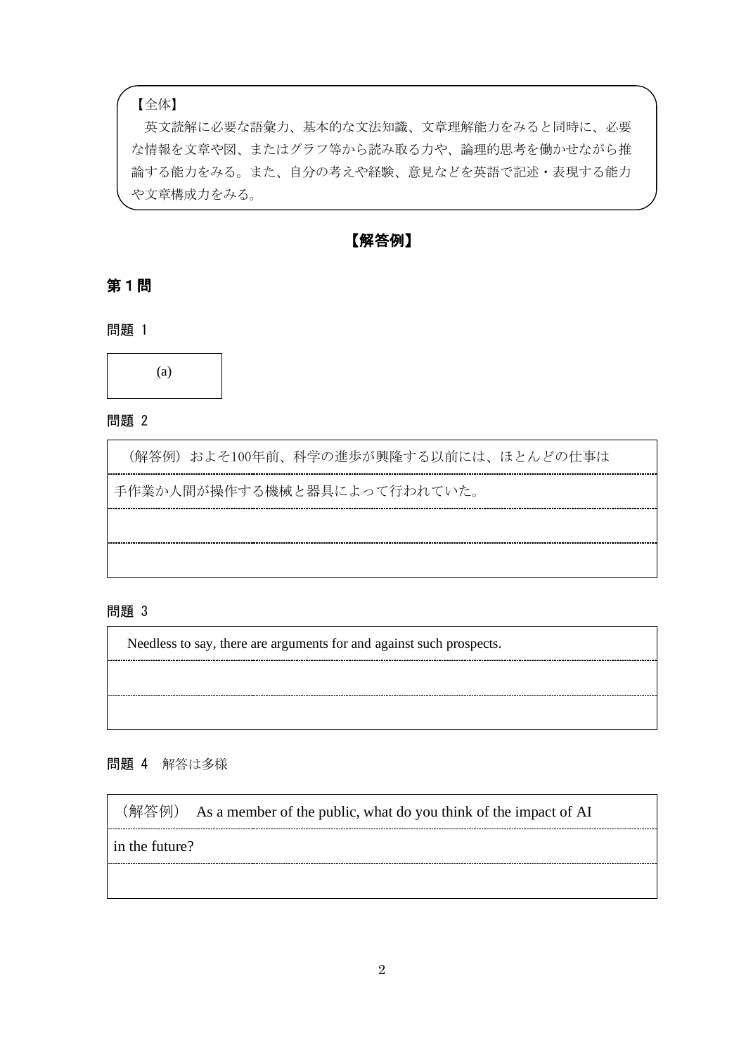【全体】

英文読解に必要な語彙力、基本的な文法知識、文章理解能力をみると同時に、必要な情報を文章や図、またはグラフ等から読み取る力や、論理的思考を働かせながら推論する能力をみる。また、自分の考えや経験、意見などを英語で記述・表現する能力や文章構成力をみる。

## 【解答例】

### 第１問

**問題 1**

(a)

**問題 2**

（解答例）およそ100年前、科学の進歩が興隆する以前には、ほとんどの仕事は手作業か人間が操作する機械と器具によって行われていた。

**問題 3**

Needless to say, there are arguments for and against such prospects.

**問題 4** 解答は多様

（解答例） As a member of the public, what do you think of the impact of AI in the future?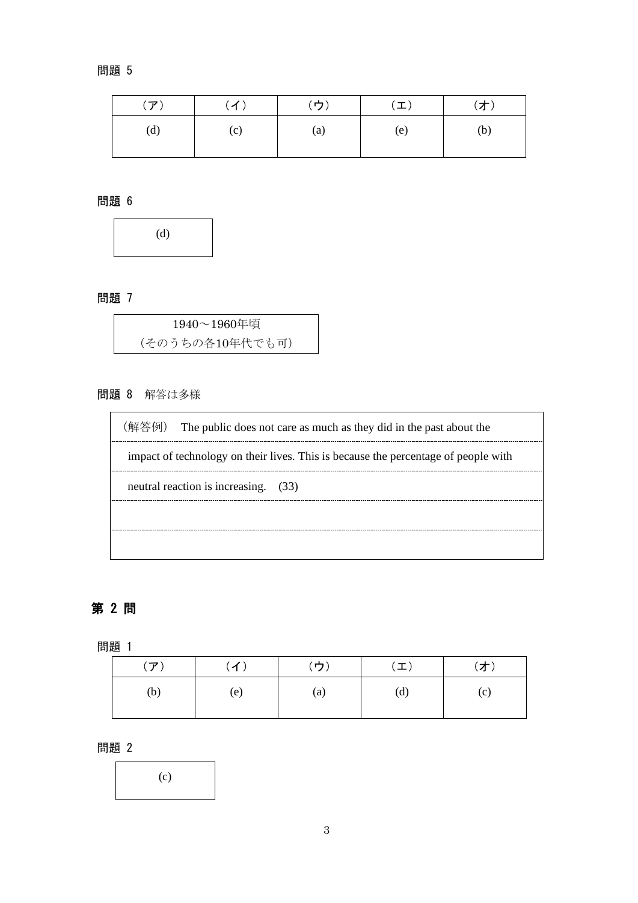問題 5

| （ア） | （イ） | （ウ） | （エ） | （オ） |
| --- | --- | --- | --- | --- |
| (d) | (c) | (a) | (e) | (b) |

問題 6

| (d) |
| --- |

問題 7

| 1940～1960年頃<br>（そのうちの各10年代でも可） |
| --- |

問題 8　解答は多様

（解答例）　The public does not care as much as they did in the past about the impact of technology on their lives. This is because the percentage of people with neutral reaction is increasing.　(33)

## 第 2 問

問題 1

| （ア） | （イ） | （ウ） | （エ） | （オ） |
| --- | --- | --- | --- | --- |
| (b) | (e) | (a) | (d) | (c) |

問題 2

| (c) |
| --- |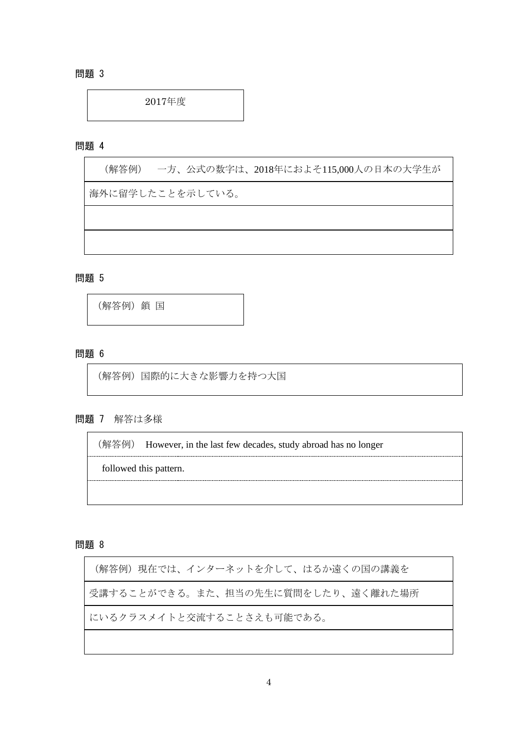問題 3

2017年度

問題 4

（解答例）　一方、公式の数字は、2018年におよそ115,000人の日本の大学生が海外に留学したことを示している。

問題 5

（解答例）鎖 国

問題 6

（解答例）国際的に大きな影響力を持つ大国

問題 7　解答は多様

（解答例）　However, in the last few decades, study abroad has no longer followed this pattern.

問題 8

（解答例）現在では、インターネットを介して、はるか遠くの国の講義を受講することができる。また、担当の先生に質問をしたり、遠く離れた場所にいるクラスメイトと交流することさえも可能である。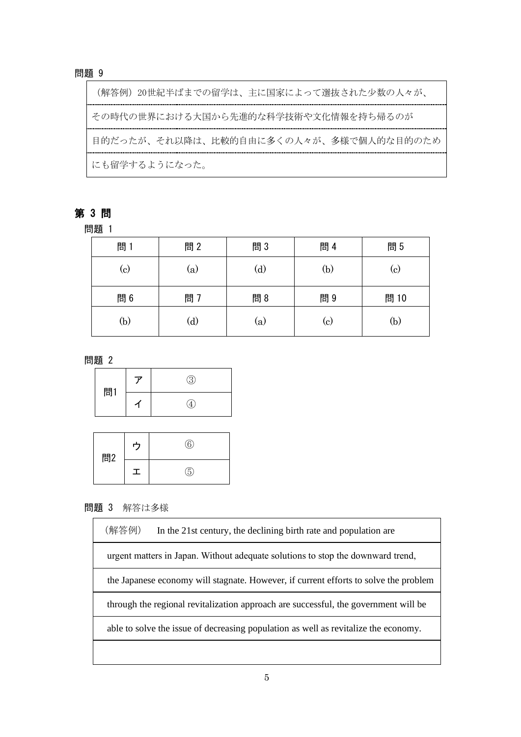問題 9

（解答例）20世紀半ばまでの留学は、主に国家によって選抜された少数の人々が、その時代の世界における大国から先進的な科学技術や文化情報を持ち帰るのが目的だったが、それ以降は、比較的自由に多くの人々が、多様で個人的な目的のためにも留学するようになった。

## 第 3 問

問題 1

| 問 1 | 問 2 | 問 3 | 問 4 | 問 5 |
|---|---|---|---|---|
| (c) | (a) | (d) | (b) | (c) |
| 問 6 | 問 7 | 問 8 | 問 9 | 問 10 |
| (b) | (d) | (a) | (c) | (b) |

問題 2

| | | |
|---|---|---|
| 問1 | ア | ③ |
| | イ | ④ |

| | | |
|---|---|---|
| 問2 | ウ | ⑥ |
| | エ | ⑤ |

問題 3　解答は多様

（解答例）　In the 21st century, the declining birth rate and population are urgent matters in Japan. Without adequate solutions to stop the downward trend, the Japanese economy will stagnate. However, if current efforts to solve the problem through the regional revitalization approach are successful, the government will be able to solve the issue of decreasing population as well as revitalize the economy.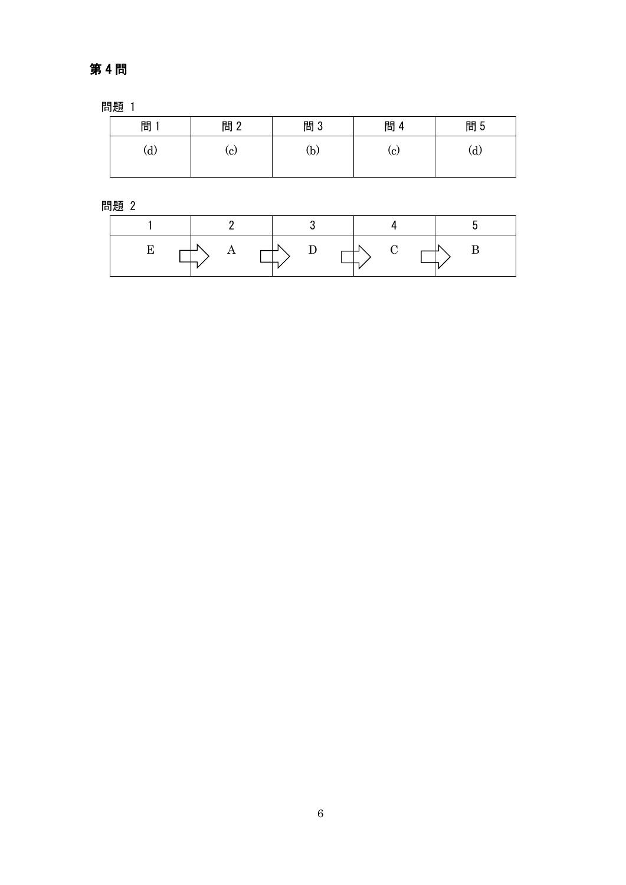## 第 4 問

問題 1

| 問 1 | 問 2 | 問 3 | 問 4 | 問 5 |
| --- | --- | --- | --- | --- |
| (d) | (c) | (b) | (c) | (d) |

問題 2

| 1 | 2 | 3 | 4 | 5 |
| --- | --- | --- | --- | --- |
| E ⇨ | A ⇨ | D ⇨ | C ⇨ | B |